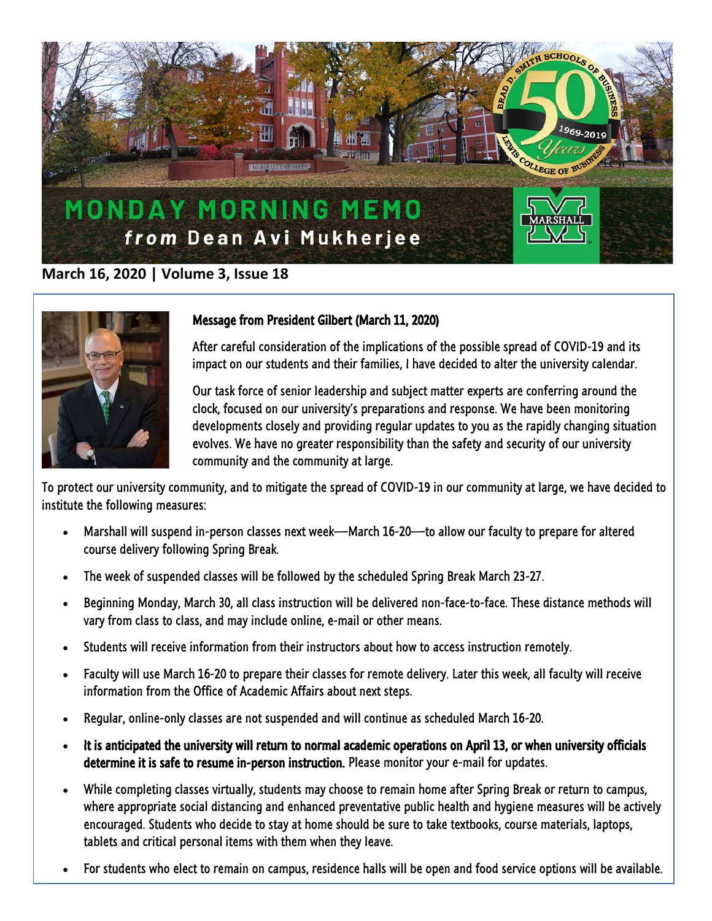# MONDAY MORNING MEMO

***from*** **Dean Avi Mukherjee**

**March 16, 2020 | Volume 3, Issue 18**

### Message from President Gilbert (March 11, 2020)

After careful consideration of the implications of the possible spread of COVID-19 and its impact on our students and their families, I have decided to alter the university calendar.

Our task force of senior leadership and subject matter experts are conferring around the clock, focused on our university's preparations and response. We have been monitoring developments closely and providing regular updates to you as the rapidly changing situation evolves. We have no greater responsibility than the safety and security of our university community and the community at large.

To protect our university community, and to mitigate the spread of COVID-19 in our community at large, we have decided to institute the following measures:

- Marshall will suspend in-person classes next week—March 16-20—to allow our faculty to prepare for altered course delivery following Spring Break.
- The week of suspended classes will be followed by the scheduled Spring Break March 23-27.
- Beginning Monday, March 30, all class instruction will be delivered non-face-to-face. These distance methods will vary from class to class, and may include online, e-mail or other means.
- Students will receive information from their instructors about how to access instruction remotely.
- Faculty will use March 16-20 to prepare their classes for remote delivery. Later this week, all faculty will receive information from the Office of Academic Affairs about next steps.
- Regular, online-only classes are not suspended and will continue as scheduled March 16-20.
- **It is anticipated the university will return to normal academic operations on April 13, or when university officials determine it is safe to resume in-person instruction.** Please monitor your e-mail for updates.
- While completing classes virtually, students may choose to remain home after Spring Break or return to campus, where appropriate social distancing and enhanced preventative public health and hygiene measures will be actively encouraged. Students who decide to stay at home should be sure to take textbooks, course materials, laptops, tablets and critical personal items with them when they leave.
- For students who elect to remain on campus, residence halls will be open and food service options will be available.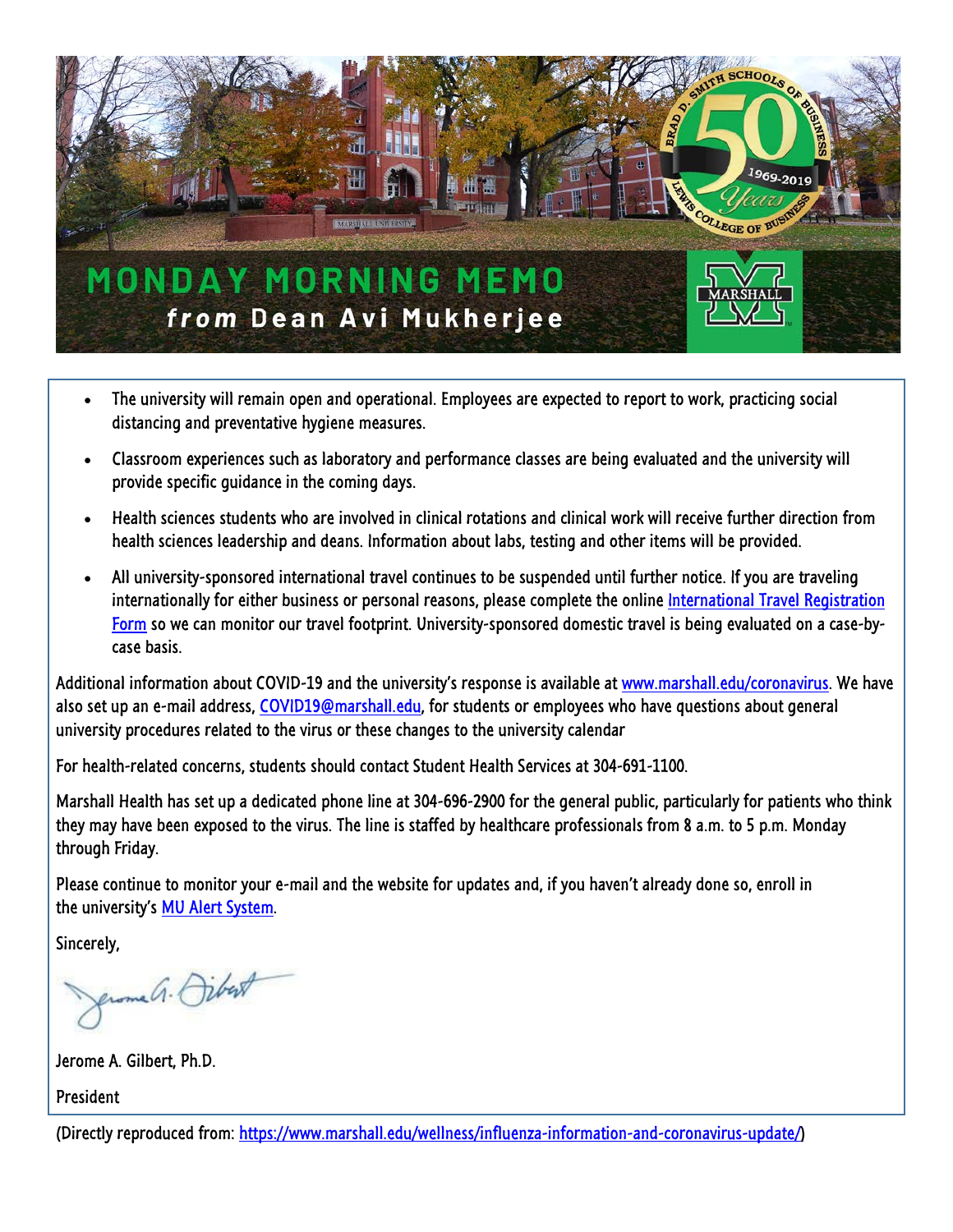# MONDAY MORNING MEMO

## *from* Dean Avi Mukherjee

- The university will remain open and operational. Employees are expected to report to work, practicing social distancing and preventative hygiene measures.
- Classroom experiences such as laboratory and performance classes are being evaluated and the university will provide specific guidance in the coming days.
- Health sciences students who are involved in clinical rotations and clinical work will receive further direction from health sciences leadership and deans. Information about labs, testing and other items will be provided.
- All university-sponsored international travel continues to be suspended until further notice. If you are traveling internationally for either business or personal reasons, please complete the online International Travel Registration Form so we can monitor our travel footprint. University-sponsored domestic travel is being evaluated on a case-by-case basis.

Additional information about COVID-19 and the university's response is available at www.marshall.edu/coronavirus. We have also set up an e-mail address, COVID19@marshall.edu, for students or employees who have questions about general university procedures related to the virus or these changes to the university calendar

For health-related concerns, students should contact Student Health Services at 304-691-1100.

Marshall Health has set up a dedicated phone line at 304-696-2900 for the general public, particularly for patients who think they may have been exposed to the virus. The line is staffed by healthcare professionals from 8 a.m. to 5 p.m. Monday through Friday.

Please continue to monitor your e-mail and the website for updates and, if you haven't already done so, enroll in the university's MU Alert System.

Sincerely,

Jerome A. Gilbert, Ph.D.

President

(Directly reproduced from: https://www.marshall.edu/wellness/influenza-information-and-coronavirus-update/)